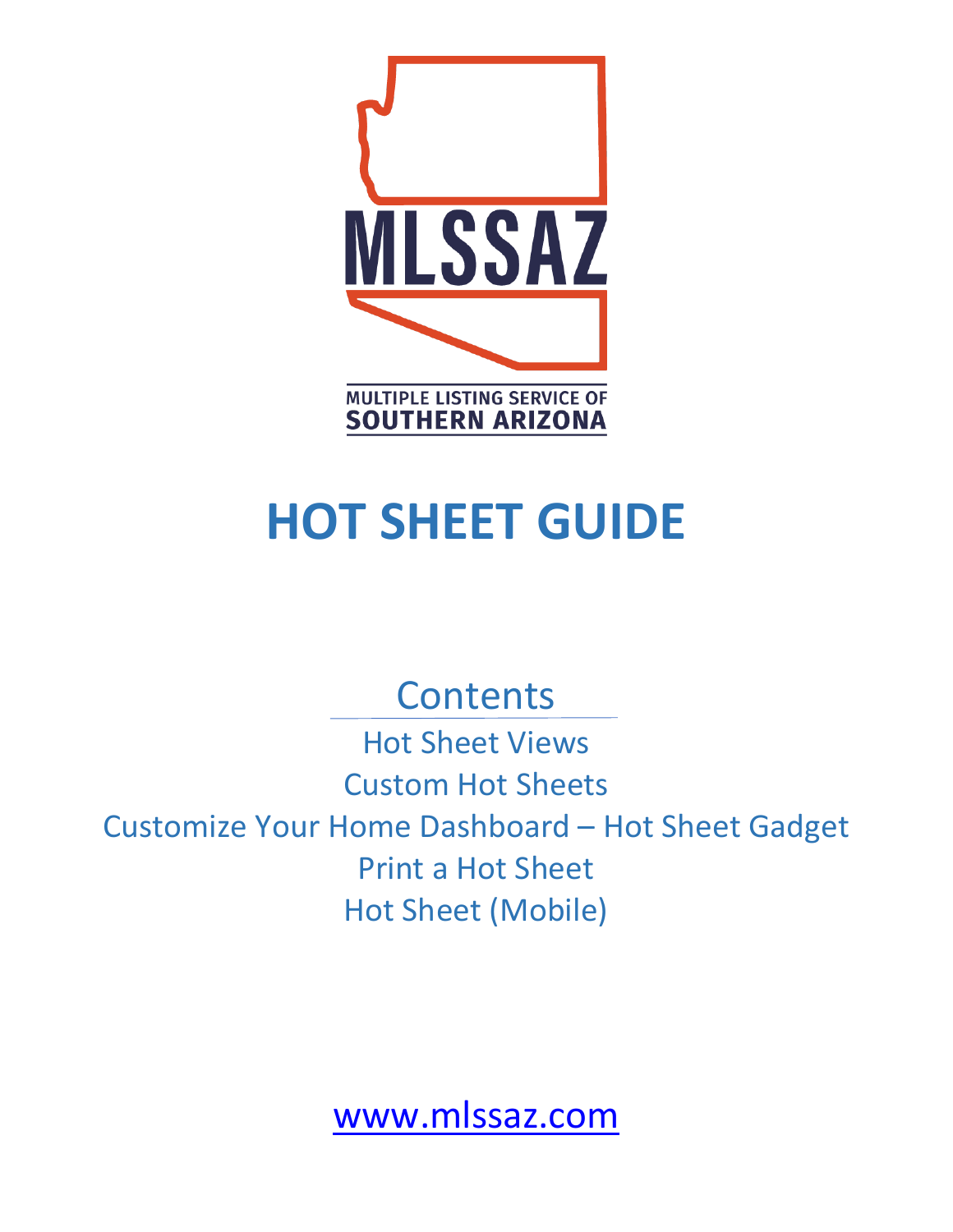MLSSAZ

MULTIPLE LISTING SERVICE OF
SOUTHERN ARIZONA

# HOT SHEET GUIDE

## Contents

Hot Sheet Views

Custom Hot Sheets

Customize Your Home Dashboard – Hot Sheet Gadget

Print a Hot Sheet

Hot Sheet (Mobile)

www.mlssaz.com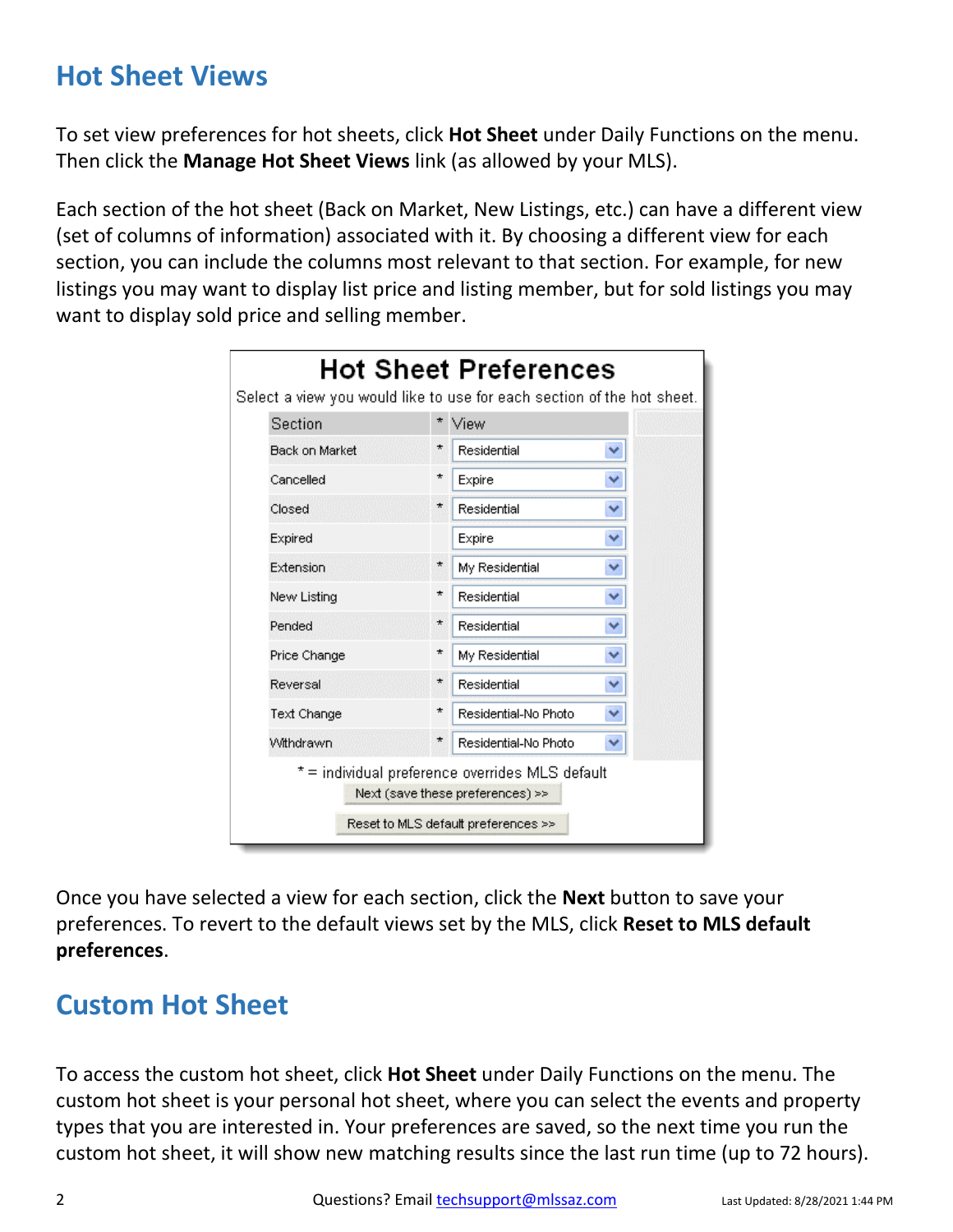## Hot Sheet Views

To set view preferences for hot sheets, click **Hot Sheet** under Daily Functions on the menu. Then click the **Manage Hot Sheet Views** link (as allowed by your MLS).

Each section of the hot sheet (Back on Market, New Listings, etc.) can have a different view (set of columns of information) associated with it. By choosing a different view for each section, you can include the columns most relevant to that section. For example, for new listings you may want to display list price and listing member, but for sold listings you may want to display sold price and selling member.

**Hot Sheet Preferences**

Select a view you would like to use for each section of the hot sheet.

| Section | * | View |
| --- | --- | --- |
| Back on Market | * | Residential |
| Cancelled | * | Expire |
| Closed | * | Residential |
| Expired | | Expire |
| Extension | * | My Residential |
| New Listing | * | Residential |
| Pended | * | Residential |
| Price Change | * | My Residential |
| Reversal | * | Residential |
| Text Change | * | Residential-No Photo |
| Withdrawn | * | Residential-No Photo |

* = individual preference overrides MLS default

Next (save these preferences) >>

Reset to MLS default preferences >>

Once you have selected a view for each section, click the **Next** button to save your preferences. To revert to the default views set by the MLS, click **Reset to MLS default preferences**.

## Custom Hot Sheet

To access the custom hot sheet, click **Hot Sheet** under Daily Functions on the menu. The custom hot sheet is your personal hot sheet, where you can select the events and property types that you are interested in. Your preferences are saved, so the next time you run the custom hot sheet, it will show new matching results since the last run time (up to 72 hours).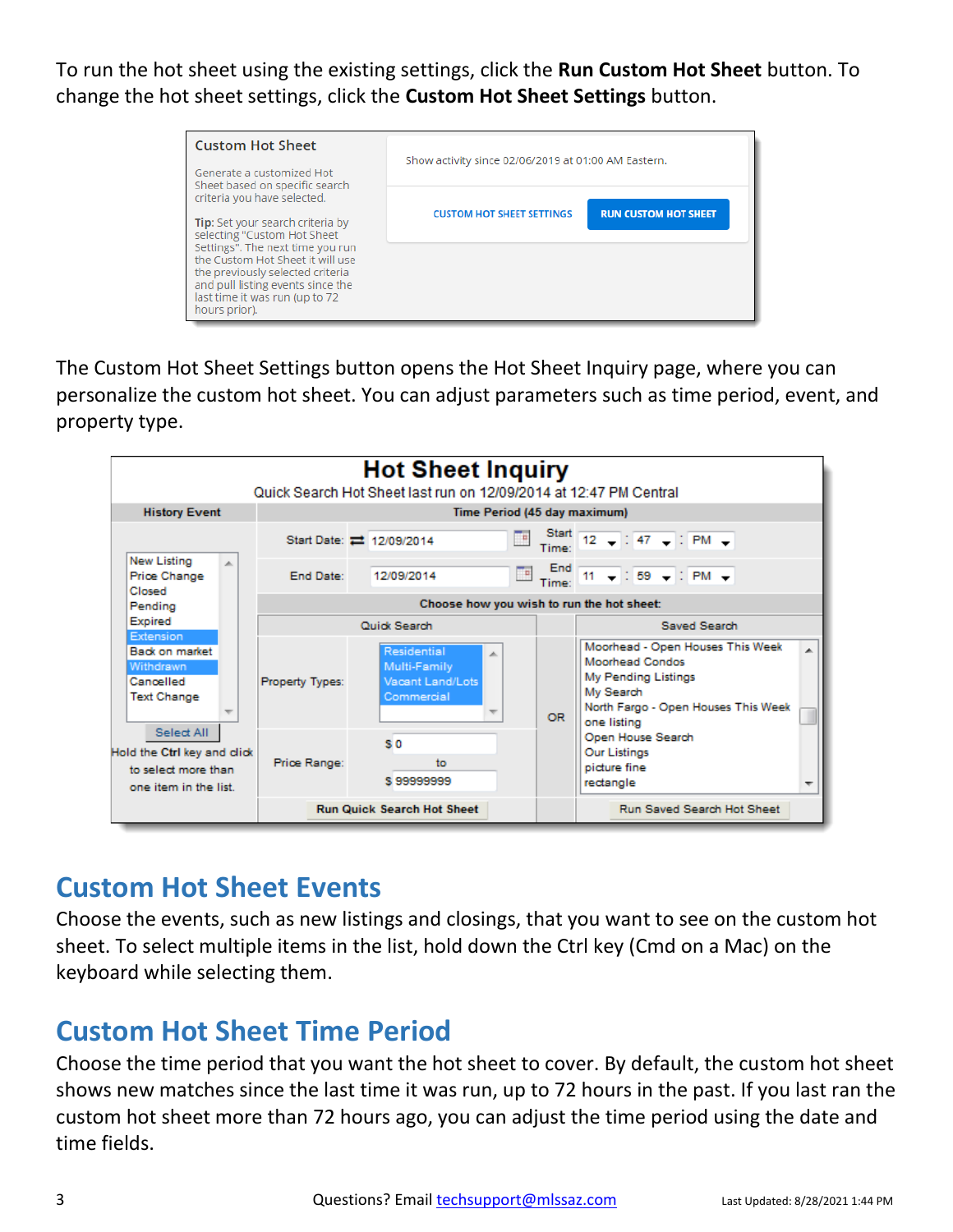To run the hot sheet using the existing settings, click the **Run Custom Hot Sheet** button. To change the hot sheet settings, click the **Custom Hot Sheet Settings** button.

The Custom Hot Sheet Settings button opens the Hot Sheet Inquiry page, where you can personalize the custom hot sheet. You can adjust parameters such as time period, event, and property type.

## Custom Hot Sheet Events

Choose the events, such as new listings and closings, that you want to see on the custom hot sheet. To select multiple items in the list, hold down the Ctrl key (Cmd on a Mac) on the keyboard while selecting them.

## Custom Hot Sheet Time Period

Choose the time period that you want the hot sheet to cover. By default, the custom hot sheet shows new matches since the last time it was run, up to 72 hours in the past. If you last ran the custom hot sheet more than 72 hours ago, you can adjust the time period using the date and time fields.

Questions? Email techsupport@mlssaz.com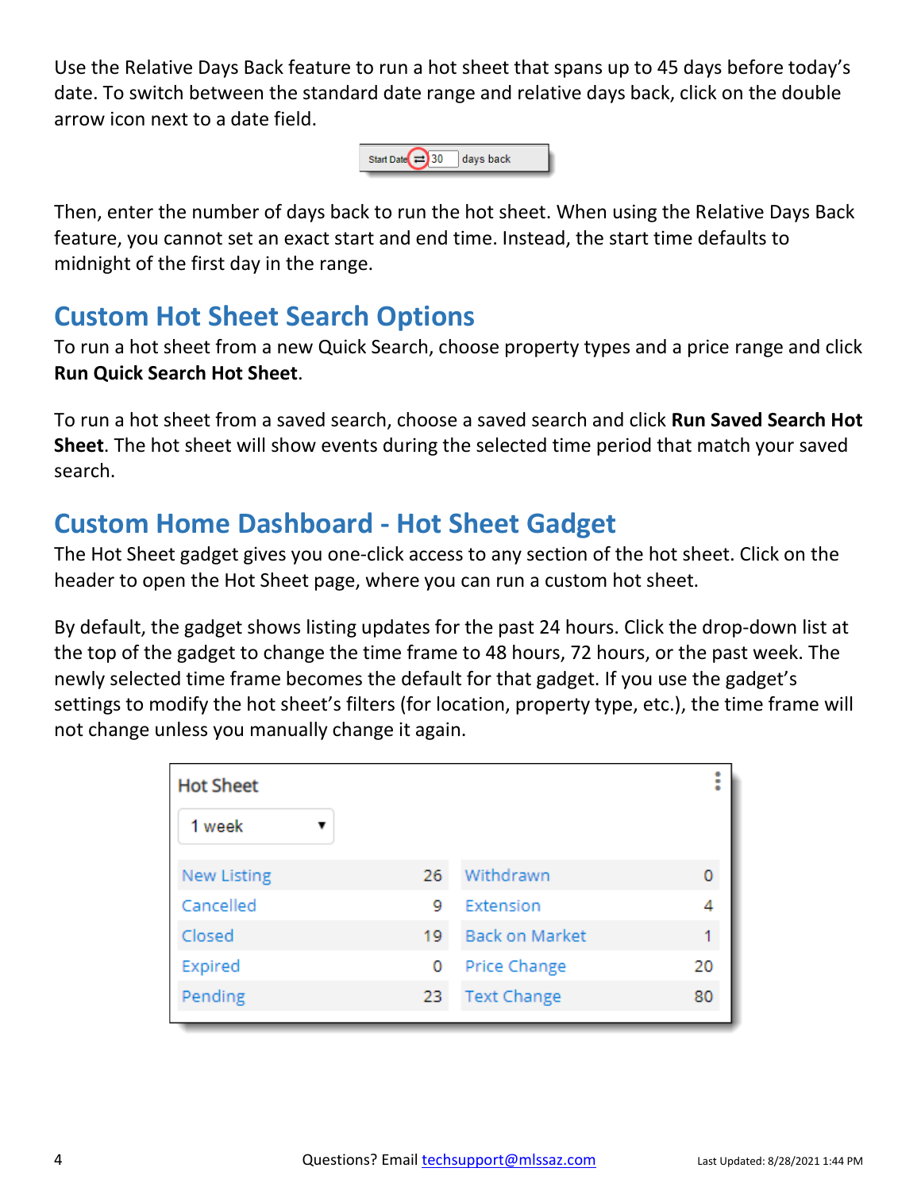Use the Relative Days Back feature to run a hot sheet that spans up to 45 days before today's date. To switch between the standard date range and relative days back, click on the double arrow icon next to a date field.

Then, enter the number of days back to run the hot sheet. When using the Relative Days Back feature, you cannot set an exact start and end time. Instead, the start time defaults to midnight of the first day in the range.

## Custom Hot Sheet Search Options

To run a hot sheet from a new Quick Search, choose property types and a price range and click **Run Quick Search Hot Sheet**.

To run a hot sheet from a saved search, choose a saved search and click **Run Saved Search Hot Sheet**. The hot sheet will show events during the selected time period that match your saved search.

## Custom Home Dashboard - Hot Sheet Gadget

The Hot Sheet gadget gives you one-click access to any section of the hot sheet. Click on the header to open the Hot Sheet page, where you can run a custom hot sheet.

By default, the gadget shows listing updates for the past 24 hours. Click the drop-down list at the top of the gadget to change the time frame to 48 hours, 72 hours, or the past week. The newly selected time frame becomes the default for that gadget. If you use the gadget's settings to modify the hot sheet's filters (for location, property type, etc.), the time frame will not change unless you manually change it again.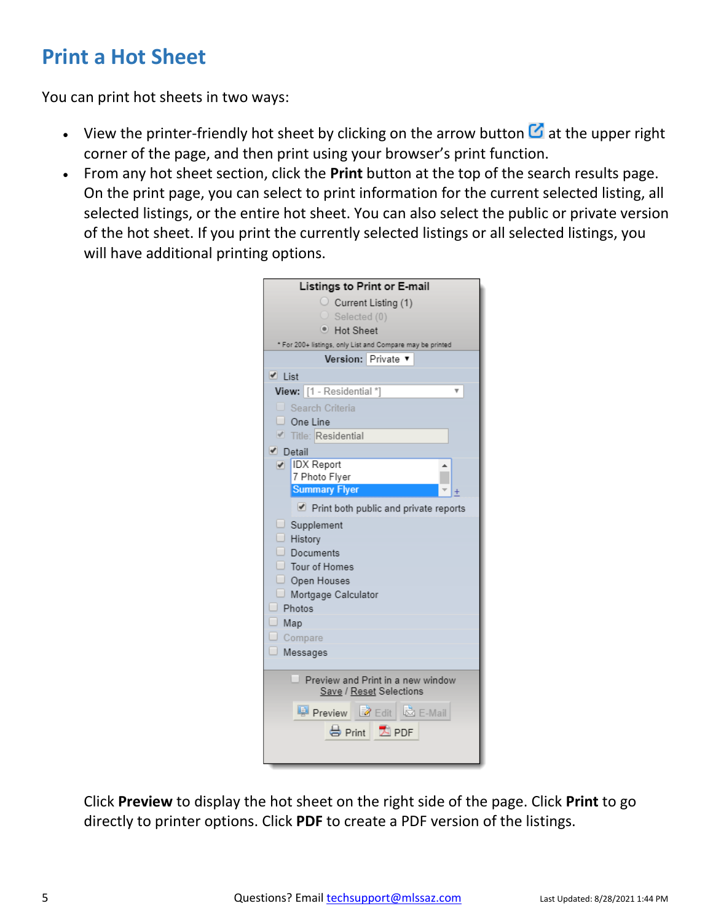# Print a Hot Sheet

You can print hot sheets in two ways:

- View the printer-friendly hot sheet by clicking on the arrow button at the upper right corner of the page, and then print using your browser's print function.
- From any hot sheet section, click the **Print** button at the top of the search results page. On the print page, you can select to print information for the current selected listing, all selected listings, or the entire hot sheet. You can also select the public or private version of the hot sheet. If you print the currently selected listings or all selected listings, you will have additional printing options.

Click **Preview** to display the hot sheet on the right side of the page. Click **Print** to go directly to printer options. Click **PDF** to create a PDF version of the listings.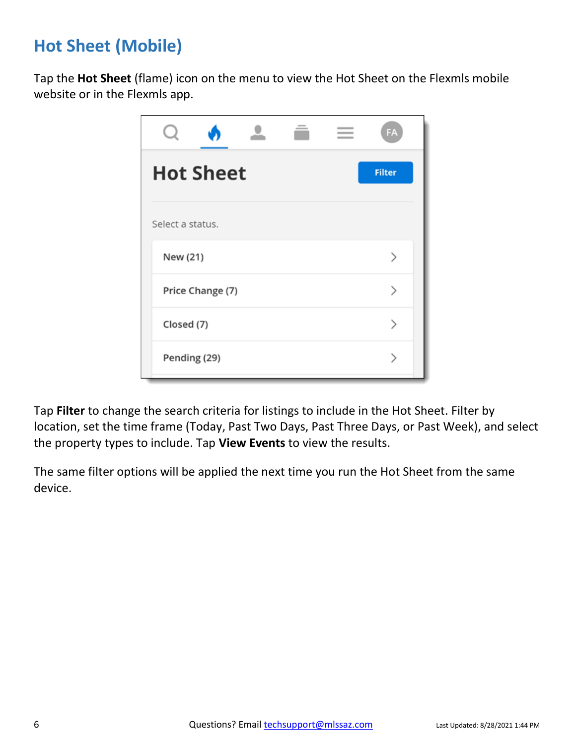## Hot Sheet (Mobile)

Tap the **Hot Sheet** (flame) icon on the menu to view the Hot Sheet on the Flexmls mobile website or in the Flexmls app.

Tap **Filter** to change the search criteria for listings to include in the Hot Sheet. Filter by location, set the time frame (Today, Past Two Days, Past Three Days, or Past Week), and select the property types to include. Tap **View Events** to view the results.

The same filter options will be applied the next time you run the Hot Sheet from the same device.